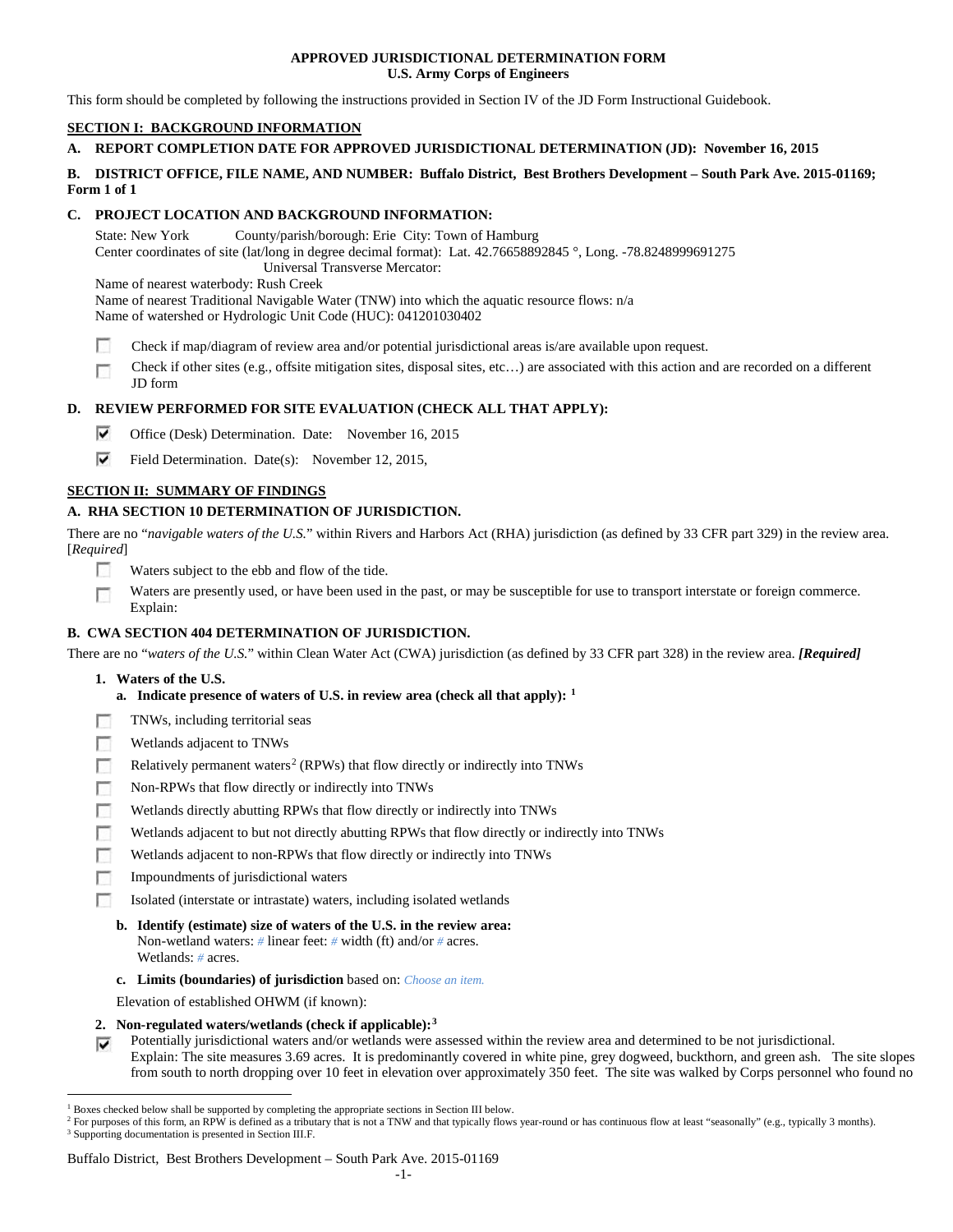**APPROVED JURISDICTIONAL DETERMINATION FORM**
**U.S. Army Corps of Engineers**

This form should be completed by following the instructions provided in Section IV of the JD Form Instructional Guidebook.

## SECTION I: BACKGROUND INFORMATION

**A. REPORT COMPLETION DATE FOR APPROVED JURISDICTIONAL DETERMINATION (JD): November 16, 2015**

**B. DISTRICT OFFICE, FILE NAME, AND NUMBER: Buffalo District, Best Brothers Development – South Park Ave. 2015-01169; Form 1 of 1**

**C. PROJECT LOCATION AND BACKGROUND INFORMATION:**

State: New York County/parish/borough: Erie City: Town of Hamburg
Center coordinates of site (lat/long in degree decimal format): Lat. 42.76658892845 °, Long. -78.8248999691275
Universal Transverse Mercator:
Name of nearest waterbody: Rush Creek
Name of nearest Traditional Navigable Water (TNW) into which the aquatic resource flows: n/a
Name of watershed or Hydrologic Unit Code (HUC): 041201030402

☐ Check if map/diagram of review area and/or potential jurisdictional areas is/are available upon request.
☐ Check if other sites (e.g., offsite mitigation sites, disposal sites, etc…) are associated with this action and are recorded on a different JD form

**D. REVIEW PERFORMED FOR SITE EVALUATION (CHECK ALL THAT APPLY):**

☑ Office (Desk) Determination. Date: November 16, 2015
☑ Field Determination. Date(s): November 12, 2015,

## SECTION II: SUMMARY OF FINDINGS

**A. RHA SECTION 10 DETERMINATION OF JURISDICTION.**

There are no "*navigable waters of the U.S.*" within Rivers and Harbors Act (RHA) jurisdiction (as defined by 33 CFR part 329) in the review area. [*Required*]

☐ Waters subject to the ebb and flow of the tide.
☐ Waters are presently used, or have been used in the past, or may be susceptible for use to transport interstate or foreign commerce. Explain:

**B. CWA SECTION 404 DETERMINATION OF JURISDICTION.**

There are no "*waters of the U.S.*" within Clean Water Act (CWA) jurisdiction (as defined by 33 CFR part 328) in the review area. ***[Required]***

**1. Waters of the U.S.**

**a. Indicate presence of waters of U.S. in review area (check all that apply):** [1]

☐ TNWs, including territorial seas
☐ Wetlands adjacent to TNWs
☐ Relatively permanent waters[2] (RPWs) that flow directly or indirectly into TNWs
☐ Non-RPWs that flow directly or indirectly into TNWs
☐ Wetlands directly abutting RPWs that flow directly or indirectly into TNWs
☐ Wetlands adjacent to but not directly abutting RPWs that flow directly or indirectly into TNWs
☐ Wetlands adjacent to non-RPWs that flow directly or indirectly into TNWs
☐ Impoundments of jurisdictional waters
☐ Isolated (interstate or intrastate) waters, including isolated wetlands

**b. Identify (estimate) size of waters of the U.S. in the review area:**
Non-wetland waters: # linear feet: # width (ft) and/or # acres.
Wetlands: # acres.

**c. Limits (boundaries) of jurisdiction** based on: *Choose an item.*

Elevation of established OHWM (if known):

**2. Non-regulated waters/wetlands (check if applicable):**[3]

☑ Potentially jurisdictional waters and/or wetlands were assessed within the review area and determined to be not jurisdictional. Explain: The site measures 3.69 acres. It is predominantly covered in white pine, grey dogweed, buckthorn, and green ash. The site slopes from south to north dropping over 10 feet in elevation over approximately 350 feet. The site was walked by Corps personnel who found no

---

[1] Boxes checked below shall be supported by completing the appropriate sections in Section III below.
[2] For purposes of this form, an RPW is defined as a tributary that is not a TNW and that typically flows year-round or has continuous flow at least "seasonally" (e.g., typically 3 months).
[3] Supporting documentation is presented in Section III.F.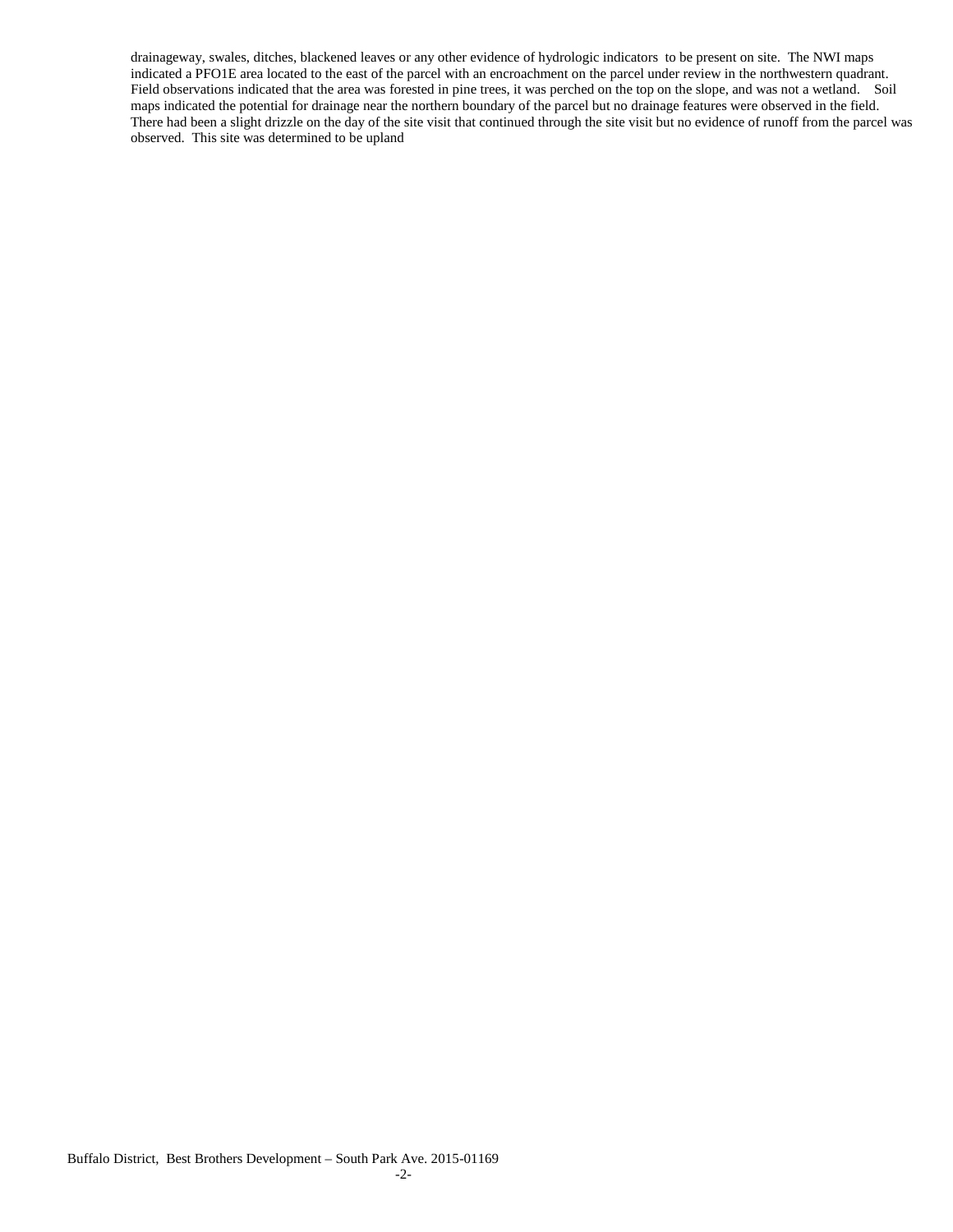drainageway, swales, ditches, blackened leaves or any other evidence of hydrologic indicators to be present on site. The NWI maps indicated a PFO1E area located to the east of the parcel with an encroachment on the parcel under review in the northwestern quadrant. Field observations indicated that the area was forested in pine trees, it was perched on the top on the slope, and was not a wetland. Soil maps indicated the potential for drainage near the northern boundary of the parcel but no drainage features were observed in the field. There had been a slight drizzle on the day of the site visit that continued through the site visit but no evidence of runoff from the parcel was observed. This site was determined to be upland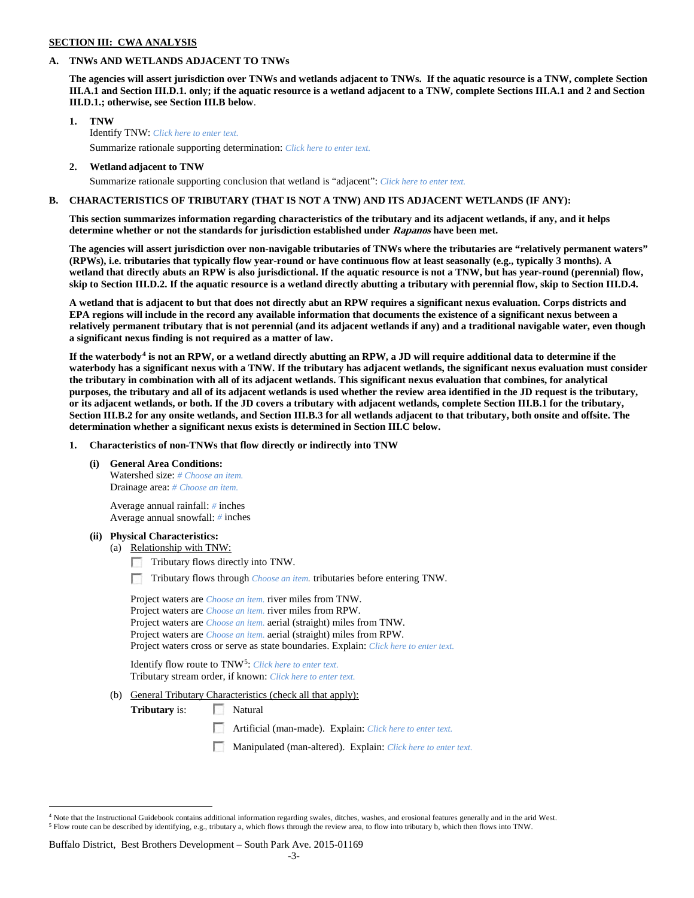**SECTION III: CWA ANALYSIS**

**A. TNWs AND WETLANDS ADJACENT TO TNWs**

**The agencies will assert jurisdiction over TNWs and wetlands adjacent to TNWs. If the aquatic resource is a TNW, complete Section III.A.1 and Section III.D.1. only; if the aquatic resource is a wetland adjacent to a TNW, complete Sections III.A.1 and 2 and Section III.D.1.; otherwise, see Section III.B below**.

**1. TNW**

Identify TNW: *Click here to enter text.*

Summarize rationale supporting determination: *Click here to enter text.*

**2. Wetland adjacent to TNW**

Summarize rationale supporting conclusion that wetland is "adjacent": *Click here to enter text.*

**B. CHARACTERISTICS OF TRIBUTARY (THAT IS NOT A TNW) AND ITS ADJACENT WETLANDS (IF ANY):**

**This section summarizes information regarding characteristics of the tributary and its adjacent wetlands, if any, and it helps determine whether or not the standards for jurisdiction established under *Rapanos* have been met.**

**The agencies will assert jurisdiction over non-navigable tributaries of TNWs where the tributaries are "relatively permanent waters" (RPWs), i.e. tributaries that typically flow year-round or have continuous flow at least seasonally (e.g., typically 3 months). A wetland that directly abuts an RPW is also jurisdictional. If the aquatic resource is not a TNW, but has year-round (perennial) flow, skip to Section III.D.2. If the aquatic resource is a wetland directly abutting a tributary with perennial flow, skip to Section III.D.4.**

**A wetland that is adjacent to but that does not directly abut an RPW requires a significant nexus evaluation. Corps districts and EPA regions will include in the record any available information that documents the existence of a significant nexus between a relatively permanent tributary that is not perennial (and its adjacent wetlands if any) and a traditional navigable water, even though a significant nexus finding is not required as a matter of law.**

**If the waterbody[4] is not an RPW, or a wetland directly abutting an RPW, a JD will require additional data to determine if the waterbody has a significant nexus with a TNW. If the tributary has adjacent wetlands, the significant nexus evaluation must consider the tributary in combination with all of its adjacent wetlands. This significant nexus evaluation that combines, for analytical purposes, the tributary and all of its adjacent wetlands is used whether the review area identified in the JD request is the tributary, or its adjacent wetlands, or both. If the JD covers a tributary with adjacent wetlands, complete Section III.B.1 for the tributary, Section III.B.2 for any onsite wetlands, and Section III.B.3 for all wetlands adjacent to that tributary, both onsite and offsite. The determination whether a significant nexus exists is determined in Section III.C below.**

**1. Characteristics of non-TNWs that flow directly or indirectly into TNW**

**(i) General Area Conditions:**

Watershed size: *# Choose an item.*
Drainage area: *# Choose an item.*

Average annual rainfall: *#* inches
Average annual snowfall: *#* inches

**(ii) Physical Characteristics:**

(a) Relationship with TNW:

☐ Tributary flows directly into TNW.

☐ Tributary flows through *Choose an item.* tributaries before entering TNW.

Project waters are *Choose an item.* river miles from TNW.
Project waters are *Choose an item.* river miles from RPW.
Project waters are *Choose an item.* aerial (straight) miles from TNW.
Project waters are *Choose an item.* aerial (straight) miles from RPW.
Project waters cross or serve as state boundaries. Explain: *Click here to enter text.*

Identify flow route to TNW[5]: *Click here to enter text.*
Tributary stream order, if known: *Click here to enter text.*

(b) General Tributary Characteristics (check all that apply):

**Tributary** is:

☐ Natural

☐ Artificial (man-made). Explain: *Click here to enter text.*

☐ Manipulated (man-altered). Explain: *Click here to enter text.*

---

[4] Note that the Instructional Guidebook contains additional information regarding swales, ditches, washes, and erosional features generally and in the arid West.

[5] Flow route can be described by identifying, e.g., tributary a, which flows through the review area, to flow into tributary b, which then flows into TNW.

Buffalo District, Best Brothers Development – South Park Ave. 2015-01169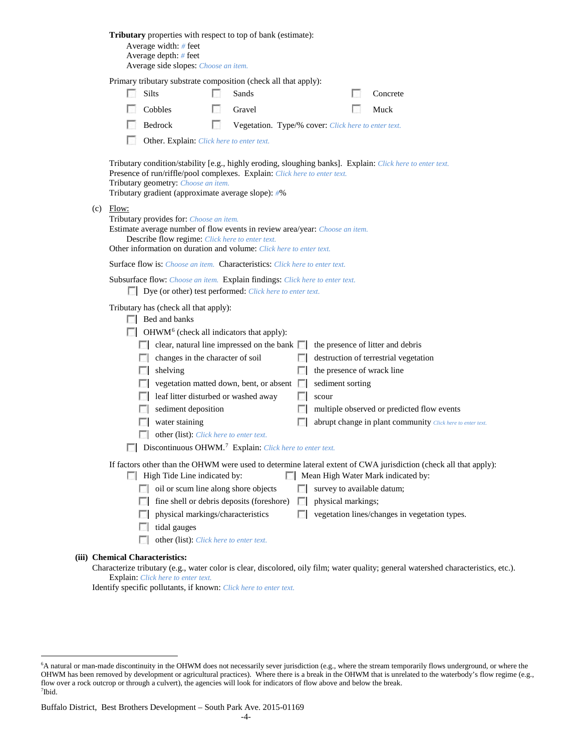**Tributary** properties with respect to top of bank (estimate):

Average width: # feet
Average depth: # feet
Average side slopes: Choose an item.

Primary tributary substrate composition (check all that apply):

- ☐ Silts
- ☐ Sands
- ☐ Concrete
- ☐ Cobbles
- ☐ Gravel
- ☐ Muck
- ☐ Bedrock
- ☐ Vegetation. Type/% cover: Click here to enter text.
- ☐ Other. Explain: Click here to enter text.

Tributary condition/stability [e.g., highly eroding, sloughing banks]. Explain: Click here to enter text.
Presence of run/riffle/pool complexes. Explain: Click here to enter text.
Tributary geometry: Choose an item.
Tributary gradient (approximate average slope): #%

(c) Flow:

Tributary provides for: Choose an item.
Estimate average number of flow events in review area/year: Choose an item.
Describe flow regime: Click here to enter text.
Other information on duration and volume: Click here to enter text.

Surface flow is: Choose an item. Characteristics: Click here to enter text.

Subsurface flow: Choose an item. Explain findings: Click here to enter text.
☐ Dye (or other) test performed: Click here to enter text.

Tributary has (check all that apply):

- ☐ Bed and banks
- ☐ OHWM[6] (check all indicators that apply):
  - ☐ clear, natural line impressed on the bank
  - ☐ the presence of litter and debris
  - ☐ changes in the character of soil
  - ☐ destruction of terrestrial vegetation
  - ☐ shelving
  - ☐ the presence of wrack line
  - ☐ vegetation matted down, bent, or absent
  - ☐ sediment sorting
  - ☐ leaf litter disturbed or washed away
  - ☐ scour
  - ☐ sediment deposition
  - ☐ multiple observed or predicted flow events
  - ☐ water staining
  - ☐ abrupt change in plant community Click here to enter text.
  - ☐ other (list): Click here to enter text.
- ☐ Discontinuous OHWM.[7] Explain: Click here to enter text.

If factors other than the OHWM were used to determine lateral extent of CWA jurisdiction (check all that apply):

- ☐ High Tide Line indicated by:
  - ☐ oil or scum line along shore objects
  - ☐ fine shell or debris deposits (foreshore)
  - ☐ physical markings/characteristics
  - ☐ tidal gauges
  - ☐ other (list): Click here to enter text.
- ☐ Mean High Water Mark indicated by:
  - ☐ survey to available datum;
  - ☐ physical markings;
  - ☐ vegetation lines/changes in vegetation types.

**(iii) Chemical Characteristics:**

Characterize tributary (e.g., water color is clear, discolored, oily film; water quality; general watershed characteristics, etc.).
Explain: Click here to enter text.
Identify specific pollutants, if known: Click here to enter text.

---

[6] A natural or man-made discontinuity in the OHWM does not necessarily sever jurisdiction (e.g., where the stream temporarily flows underground, or where the OHWM has been removed by development or agricultural practices). Where there is a break in the OHWM that is unrelated to the waterbody's flow regime (e.g., flow over a rock outcrop or through a culvert), the agencies will look for indicators of flow above and below the break.
[7] Ibid.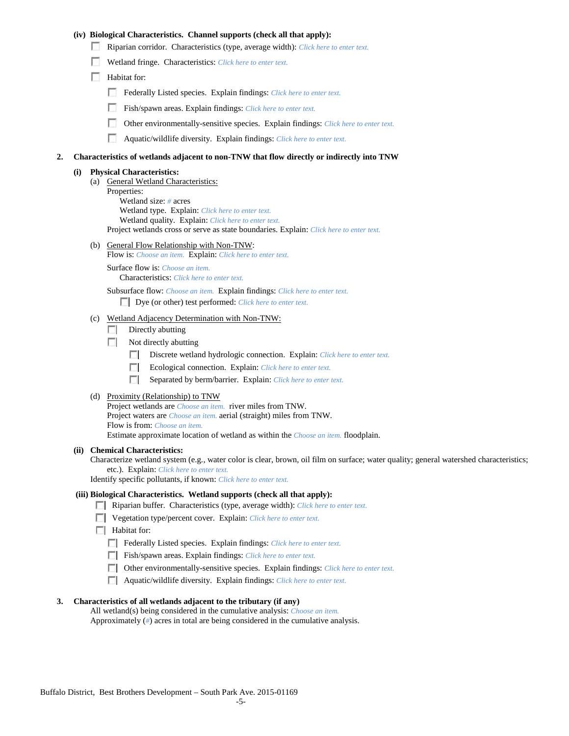**(iv) Biological Characteristics. Channel supports (check all that apply):**

- ☐ Riparian corridor. Characteristics (type, average width): *Click here to enter text.*
- ☐ Wetland fringe. Characteristics: *Click here to enter text.*
- ☐ Habitat for:
  - ☐ Federally Listed species. Explain findings: *Click here to enter text.*
  - ☐ Fish/spawn areas. Explain findings: *Click here to enter text.*
  - ☐ Other environmentally-sensitive species. Explain findings: *Click here to enter text.*
  - ☐ Aquatic/wildlife diversity. Explain findings: *Click here to enter text.*

**2. Characteristics of wetlands adjacent to non-TNW that flow directly or indirectly into TNW**

**(i) Physical Characteristics:**

(a) General Wetland Characteristics:

Properties:

Wetland size: *#* acres

Wetland type. Explain: *Click here to enter text.*

Wetland quality. Explain: *Click here to enter text.*

Project wetlands cross or serve as state boundaries. Explain: *Click here to enter text.*

(b) General Flow Relationship with Non-TNW:

Flow is: *Choose an item.* Explain: *Click here to enter text.*

Surface flow is: *Choose an item.*

Characteristics: *Click here to enter text.*

Subsurface flow: *Choose an item.* Explain findings: *Click here to enter text.*

- ☐ Dye (or other) test performed: *Click here to enter text.*

(c) Wetland Adjacency Determination with Non-TNW:

- ☐ Directly abutting
- ☐ Not directly abutting
  - ☐ Discrete wetland hydrologic connection. Explain: *Click here to enter text.*
  - ☐ Ecological connection. Explain: *Click here to enter text.*
  - ☐ Separated by berm/barrier. Explain: *Click here to enter text.*

(d) Proximity (Relationship) to TNW

Project wetlands are *Choose an item.* river miles from TNW.

Project waters are *Choose an item.* aerial (straight) miles from TNW.

Flow is from: *Choose an item.*

Estimate approximate location of wetland as within the *Choose an item.* floodplain.

**(ii) Chemical Characteristics:**

Characterize wetland system (e.g., water color is clear, brown, oil film on surface; water quality; general watershed characteristics; etc.). Explain: *Click here to enter text.*

Identify specific pollutants, if known: *Click here to enter text.*

**(iii) Biological Characteristics. Wetland supports (check all that apply):**

- ☐ Riparian buffer. Characteristics (type, average width): *Click here to enter text.*
- ☐ Vegetation type/percent cover. Explain: *Click here to enter text.*
- ☐ Habitat for:
  - ☐ Federally Listed species. Explain findings: *Click here to enter text.*
  - ☐ Fish/spawn areas. Explain findings: *Click here to enter text.*
  - ☐ Other environmentally-sensitive species. Explain findings: *Click here to enter text.*
  - ☐ Aquatic/wildlife diversity. Explain findings: *Click here to enter text.*

**3. Characteristics of all wetlands adjacent to the tributary (if any)**

All wetland(s) being considered in the cumulative analysis: *Choose an item.*

Approximately (*#*) acres in total are being considered in the cumulative analysis.

Buffalo District, Best Brothers Development – South Park Ave. 2015-01169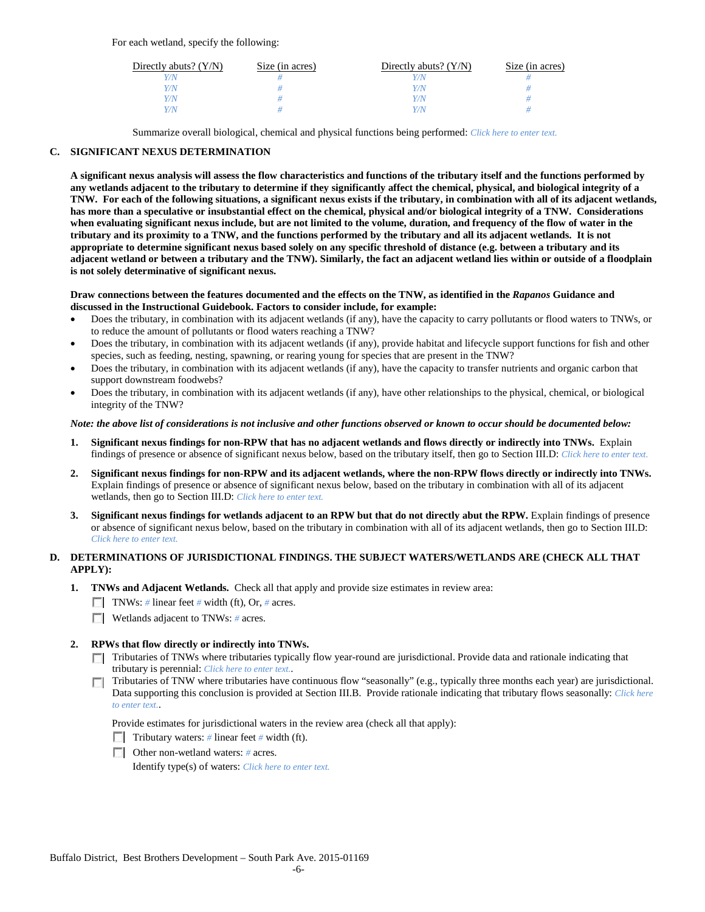For each wetland, specify the following:

| Directly abuts? (Y/N) | Size (in acres) | Directly abuts? (Y/N) | Size (in acres) |
|---|---|---|---|
| Y/N | # | Y/N | # |
| Y/N | # | Y/N | # |
| Y/N | # | Y/N | # |
| Y/N | # | Y/N | # |

Summarize overall biological, chemical and physical functions being performed: *Click here to enter text.*

**C. SIGNIFICANT NEXUS DETERMINATION**

**A significant nexus analysis will assess the flow characteristics and functions of the tributary itself and the functions performed by any wetlands adjacent to the tributary to determine if they significantly affect the chemical, physical, and biological integrity of a TNW. For each of the following situations, a significant nexus exists if the tributary, in combination with all of its adjacent wetlands, has more than a speculative or insubstantial effect on the chemical, physical and/or biological integrity of a TNW. Considerations when evaluating significant nexus include, but are not limited to the volume, duration, and frequency of the flow of water in the tributary and its proximity to a TNW, and the functions performed by the tributary and all its adjacent wetlands. It is not appropriate to determine significant nexus based solely on any specific threshold of distance (e.g. between a tributary and its adjacent wetland or between a tributary and the TNW). Similarly, the fact an adjacent wetland lies within or outside of a floodplain is not solely determinative of significant nexus.**

**Draw connections between the features documented and the effects on the TNW, as identified in the *Rapanos* Guidance and discussed in the Instructional Guidebook. Factors to consider include, for example:**

- Does the tributary, in combination with its adjacent wetlands (if any), have the capacity to carry pollutants or flood waters to TNWs, or to reduce the amount of pollutants or flood waters reaching a TNW?
- Does the tributary, in combination with its adjacent wetlands (if any), provide habitat and lifecycle support functions for fish and other species, such as feeding, nesting, spawning, or rearing young for species that are present in the TNW?
- Does the tributary, in combination with its adjacent wetlands (if any), have the capacity to transfer nutrients and organic carbon that support downstream foodwebs?
- Does the tributary, in combination with its adjacent wetlands (if any), have other relationships to the physical, chemical, or biological integrity of the TNW?

***Note: the above list of considerations is not inclusive and other functions observed or known to occur should be documented below:***

1. **Significant nexus findings for non-RPW that has no adjacent wetlands and flows directly or indirectly into TNWs.** Explain findings of presence or absence of significant nexus below, based on the tributary itself, then go to Section III.D: *Click here to enter text.*

2. **Significant nexus findings for non-RPW and its adjacent wetlands, where the non-RPW flows directly or indirectly into TNWs.** Explain findings of presence or absence of significant nexus below, based on the tributary in combination with all of its adjacent wetlands, then go to Section III.D: *Click here to enter text.*

3. **Significant nexus findings for wetlands adjacent to an RPW but that do not directly abut the RPW.** Explain findings of presence or absence of significant nexus below, based on the tributary in combination with all of its adjacent wetlands, then go to Section III.D: *Click here to enter text.*

**D. DETERMINATIONS OF JURISDICTIONAL FINDINGS. THE SUBJECT WATERS/WETLANDS ARE (CHECK ALL THAT APPLY):**

1. **TNWs and Adjacent Wetlands.** Check all that apply and provide size estimates in review area:
   - ☐ TNWs: # linear feet # width (ft), Or, # acres.
   - ☐ Wetlands adjacent to TNWs: # acres.

2. **RPWs that flow directly or indirectly into TNWs.**
   - ☐ Tributaries of TNWs where tributaries typically flow year-round are jurisdictional. Provide data and rationale indicating that tributary is perennial: *Click here to enter text.*.
   - ☐ Tributaries of TNW where tributaries have continuous flow "seasonally" (e.g., typically three months each year) are jurisdictional. Data supporting this conclusion is provided at Section III.B. Provide rationale indicating that tributary flows seasonally: *Click here to enter text.*.

   Provide estimates for jurisdictional waters in the review area (check all that apply):
   - ☐ Tributary waters: # linear feet # width (ft).
   - ☐ Other non-wetland waters: # acres.

     Identify type(s) of waters: *Click here to enter text.*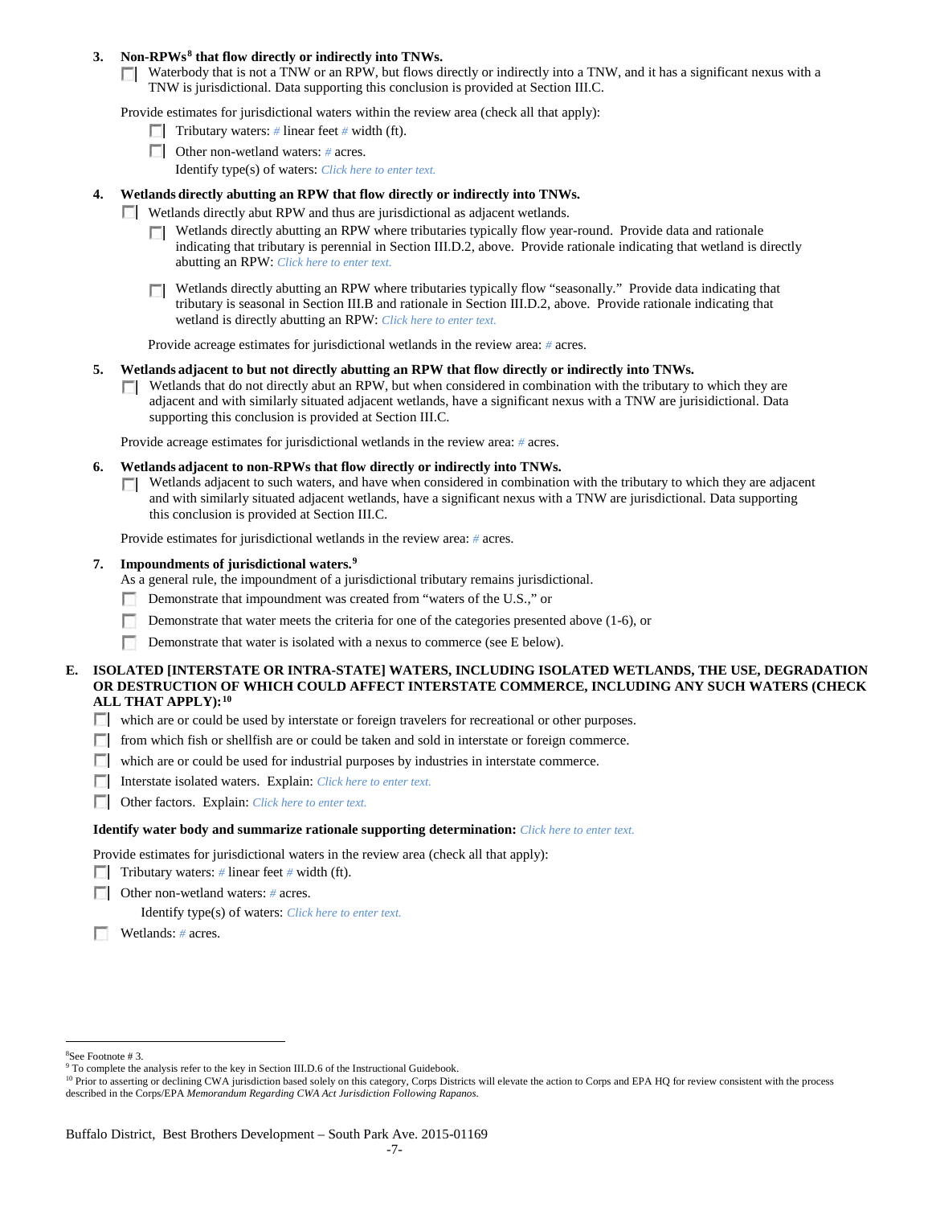**3. Non-RPWs[8] that flow directly or indirectly into TNWs.**

☐ Waterbody that is not a TNW or an RPW, but flows directly or indirectly into a TNW, and it has a significant nexus with a TNW is jurisdictional. Data supporting this conclusion is provided at Section III.C.

Provide estimates for jurisdictional waters within the review area (check all that apply):

☐ Tributary waters: # linear feet # width (ft).

☐ Other non-wetland waters: # acres.

Identify type(s) of waters: *Click here to enter text.*

**4. Wetlands directly abutting an RPW that flow directly or indirectly into TNWs.**

☐ Wetlands directly abut RPW and thus are jurisdictional as adjacent wetlands.

☐ Wetlands directly abutting an RPW where tributaries typically flow year-round. Provide data and rationale indicating that tributary is perennial in Section III.D.2, above. Provide rationale indicating that wetland is directly abutting an RPW: *Click here to enter text.*

☐ Wetlands directly abutting an RPW where tributaries typically flow "seasonally." Provide data indicating that tributary is seasonal in Section III.B and rationale in Section III.D.2, above. Provide rationale indicating that wetland is directly abutting an RPW: *Click here to enter text.*

Provide acreage estimates for jurisdictional wetlands in the review area: # acres.

**5. Wetlands adjacent to but not directly abutting an RPW that flow directly or indirectly into TNWs.**

☐ Wetlands that do not directly abut an RPW, but when considered in combination with the tributary to which they are adjacent and with similarly situated adjacent wetlands, have a significant nexus with a TNW are jurisidictional. Data supporting this conclusion is provided at Section III.C.

Provide acreage estimates for jurisdictional wetlands in the review area: # acres.

**6. Wetlands adjacent to non-RPWs that flow directly or indirectly into TNWs.**

☐ Wetlands adjacent to such waters, and have when considered in combination with the tributary to which they are adjacent and with similarly situated adjacent wetlands, have a significant nexus with a TNW are jurisdictional. Data supporting this conclusion is provided at Section III.C.

Provide estimates for jurisdictional wetlands in the review area: # acres.

**7. Impoundments of jurisdictional waters.[9]**

As a general rule, the impoundment of a jurisdictional tributary remains jurisdictional.

☐ Demonstrate that impoundment was created from "waters of the U.S.," or

☐ Demonstrate that water meets the criteria for one of the categories presented above (1-6), or

☐ Demonstrate that water is isolated with a nexus to commerce (see E below).

**E. ISOLATED [INTERSTATE OR INTRA-STATE] WATERS, INCLUDING ISOLATED WETLANDS, THE USE, DEGRADATION OR DESTRUCTION OF WHICH COULD AFFECT INTERSTATE COMMERCE, INCLUDING ANY SUCH WATERS (CHECK ALL THAT APPLY):[10]**

☐ which are or could be used by interstate or foreign travelers for recreational or other purposes.

☐ from which fish or shellfish are or could be taken and sold in interstate or foreign commerce.

☐ which are or could be used for industrial purposes by industries in interstate commerce.

☐ Interstate isolated waters. Explain: *Click here to enter text.*

☐ Other factors. Explain: *Click here to enter text.*

**Identify water body and summarize rationale supporting determination:** *Click here to enter text.*

Provide estimates for jurisdictional waters in the review area (check all that apply):

☐ Tributary waters: # linear feet # width (ft).

☐ Other non-wetland waters: # acres.

Identify type(s) of waters: *Click here to enter text.*

☐ Wetlands: # acres.

---

[8] See Footnote # 3.

[9] To complete the analysis refer to the key in Section III.D.6 of the Instructional Guidebook.

[10] Prior to asserting or declining CWA jurisdiction based solely on this category, Corps Districts will elevate the action to Corps and EPA HQ for review consistent with the process described in the Corps/EPA *Memorandum Regarding CWA Act Jurisdiction Following Rapanos.*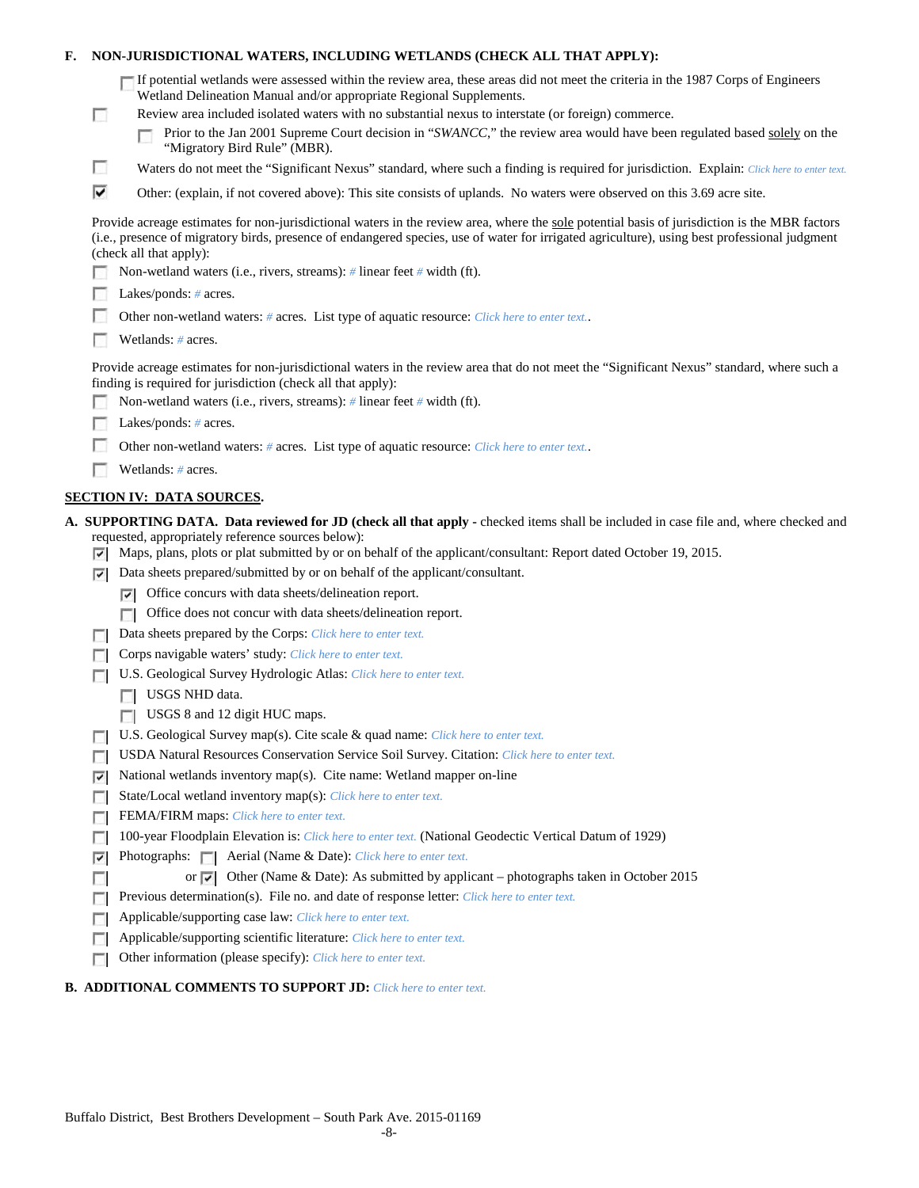**F. NON-JURISDICTIONAL WATERS, INCLUDING WETLANDS (CHECK ALL THAT APPLY):**

- ☐ If potential wetlands were assessed within the review area, these areas did not meet the criteria in the 1987 Corps of Engineers Wetland Delineation Manual and/or appropriate Regional Supplements.
- ☐ Review area included isolated waters with no substantial nexus to interstate (or foreign) commerce.
  - ☐ Prior to the Jan 2001 Supreme Court decision in "*SWANCC*," the review area would have been regulated based solely on the "Migratory Bird Rule" (MBR).
- ☐ Waters do not meet the "Significant Nexus" standard, where such a finding is required for jurisdiction. Explain: *Click here to enter text.*
- ☑ Other: (explain, if not covered above): This site consists of uplands. No waters were observed on this 3.69 acre site.

Provide acreage estimates for non-jurisdictional waters in the review area, where the sole potential basis of jurisdiction is the MBR factors (i.e., presence of migratory birds, presence of endangered species, use of water for irrigated agriculture), using best professional judgment (check all that apply):

- ☐ Non-wetland waters (i.e., rivers, streams): *#* linear feet *#* width (ft).
- ☐ Lakes/ponds: *#* acres.
- ☐ Other non-wetland waters: *#* acres. List type of aquatic resource: *Click here to enter text.*.
- ☐ Wetlands: *#* acres.

Provide acreage estimates for non-jurisdictional waters in the review area that do not meet the "Significant Nexus" standard, where such a finding is required for jurisdiction (check all that apply):

- ☐ Non-wetland waters (i.e., rivers, streams): *#* linear feet *#* width (ft).
- ☐ Lakes/ponds: *#* acres.
- ☐ Other non-wetland waters: *#* acres. List type of aquatic resource: *Click here to enter text.*.
- ☐ Wetlands: *#* acres.

## SECTION IV: DATA SOURCES.

**A. SUPPORTING DATA. Data reviewed for JD (check all that apply** - checked items shall be included in case file and, where checked and requested, appropriately reference sources below):

- ☑ Maps, plans, plots or plat submitted by or on behalf of the applicant/consultant: Report dated October 19, 2015.
- ☑ Data sheets prepared/submitted by or on behalf of the applicant/consultant.
  - ☑ Office concurs with data sheets/delineation report.
  - ☐ Office does not concur with data sheets/delineation report.
- ☐ Data sheets prepared by the Corps: *Click here to enter text.*
- ☐ Corps navigable waters' study: *Click here to enter text.*
- ☐ U.S. Geological Survey Hydrologic Atlas: *Click here to enter text.*
  - ☐ USGS NHD data.
  - ☐ USGS 8 and 12 digit HUC maps.
- ☐ U.S. Geological Survey map(s). Cite scale & quad name: *Click here to enter text.*
- ☐ USDA Natural Resources Conservation Service Soil Survey. Citation: *Click here to enter text.*
- ☑ National wetlands inventory map(s). Cite name: Wetland mapper on-line
- ☐ State/Local wetland inventory map(s): *Click here to enter text.*
- ☐ FEMA/FIRM maps: *Click here to enter text.*
- ☐ 100-year Floodplain Elevation is: *Click here to enter text.* (National Geodectic Vertical Datum of 1929)
- ☑ Photographs: ☐ Aerial (Name & Date): *Click here to enter text.*
- ☐ or ☑ Other (Name & Date): As submitted by applicant – photographs taken in October 2015
- ☐ Previous determination(s). File no. and date of response letter: *Click here to enter text.*
- ☐ Applicable/supporting case law: *Click here to enter text.*
- ☐ Applicable/supporting scientific literature: *Click here to enter text.*
- ☐ Other information (please specify): *Click here to enter text.*

**B. ADDITIONAL COMMENTS TO SUPPORT JD:** *Click here to enter text.*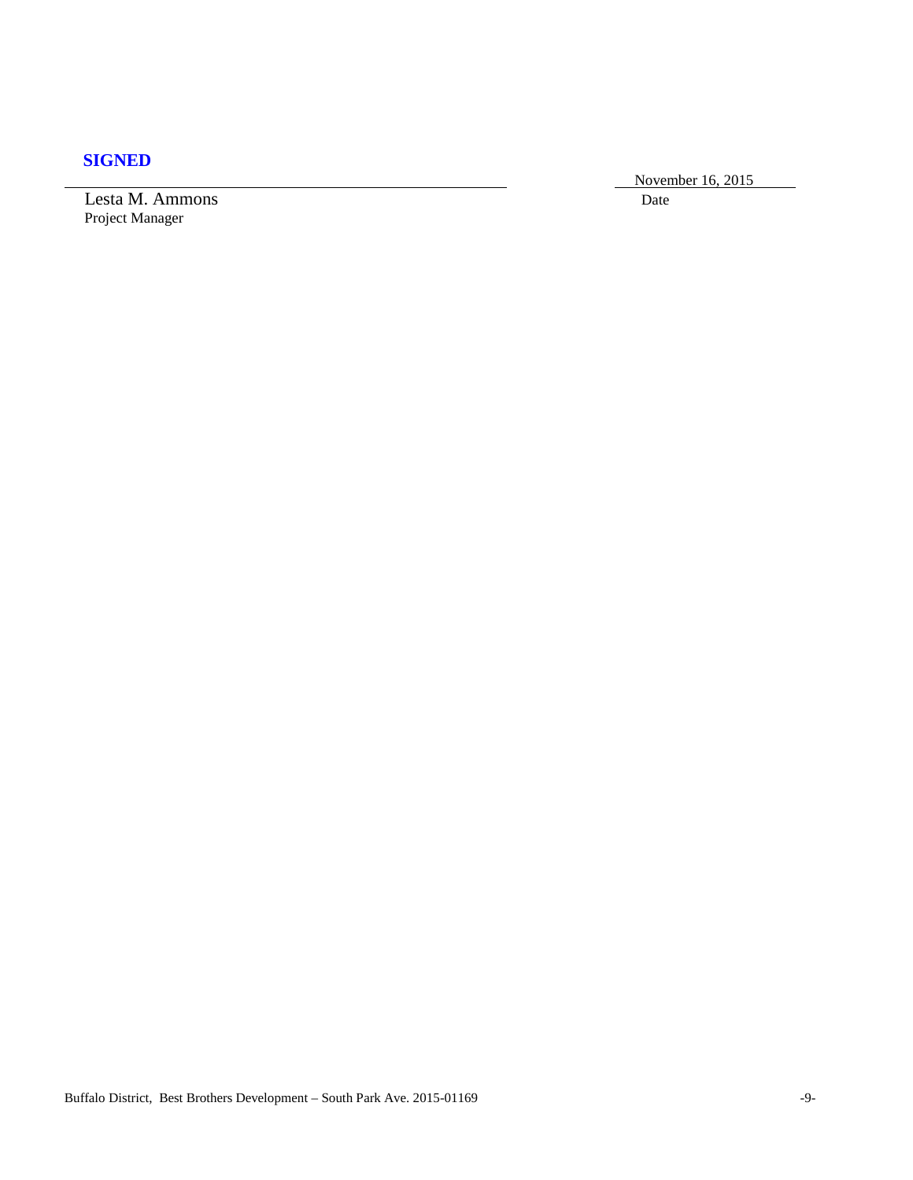**SIGNED**

Lesta M. Ammons
Project Manager

November 16, 2015
Date